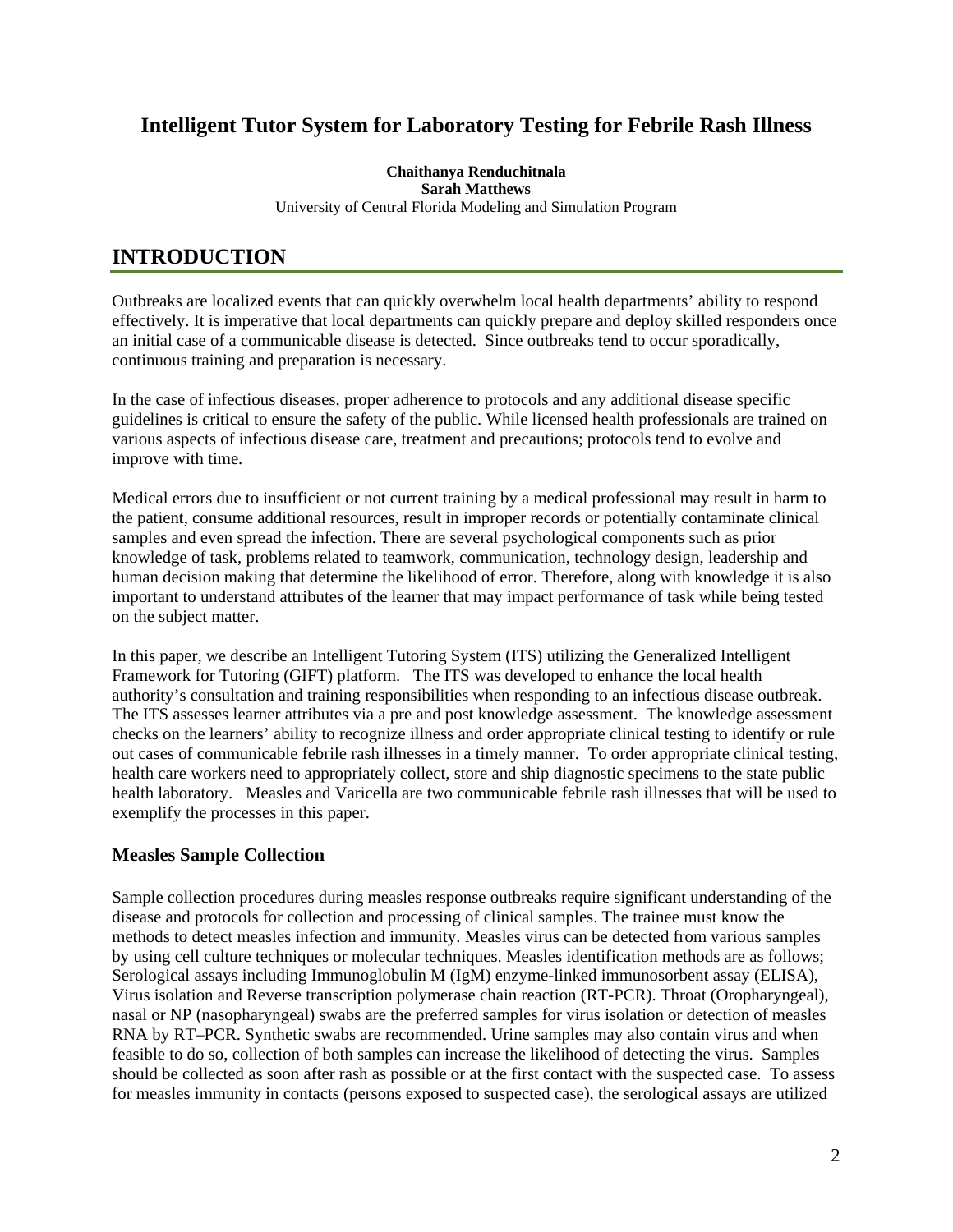# Intelligent Tutor System for Laboratory Testing for Febrile Rash Illness

**Chaithanya Renduchitnala**
**Sarah Matthews**
University of Central Florida Modeling and Simulation Program

## INTRODUCTION

Outbreaks are localized events that can quickly overwhelm local health departments' ability to respond effectively. It is imperative that local departments can quickly prepare and deploy skilled responders once an initial case of a communicable disease is detected. Since outbreaks tend to occur sporadically, continuous training and preparation is necessary.

In the case of infectious diseases, proper adherence to protocols and any additional disease specific guidelines is critical to ensure the safety of the public. While licensed health professionals are trained on various aspects of infectious disease care, treatment and precautions; protocols tend to evolve and improve with time.

Medical errors due to insufficient or not current training by a medical professional may result in harm to the patient, consume additional resources, result in improper records or potentially contaminate clinical samples and even spread the infection. There are several psychological components such as prior knowledge of task, problems related to teamwork, communication, technology design, leadership and human decision making that determine the likelihood of error. Therefore, along with knowledge it is also important to understand attributes of the learner that may impact performance of task while being tested on the subject matter.

In this paper, we describe an Intelligent Tutoring System (ITS) utilizing the Generalized Intelligent Framework for Tutoring (GIFT) platform. The ITS was developed to enhance the local health authority's consultation and training responsibilities when responding to an infectious disease outbreak. The ITS assesses learner attributes via a pre and post knowledge assessment. The knowledge assessment checks on the learners' ability to recognize illness and order appropriate clinical testing to identify or rule out cases of communicable febrile rash illnesses in a timely manner. To order appropriate clinical testing, health care workers need to appropriately collect, store and ship diagnostic specimens to the state public health laboratory. Measles and Varicella are two communicable febrile rash illnesses that will be used to exemplify the processes in this paper.

### Measles Sample Collection

Sample collection procedures during measles response outbreaks require significant understanding of the disease and protocols for collection and processing of clinical samples. The trainee must know the methods to detect measles infection and immunity. Measles virus can be detected from various samples by using cell culture techniques or molecular techniques. Measles identification methods are as follows; Serological assays including Immunoglobulin M (IgM) enzyme-linked immunosorbent assay (ELISA), Virus isolation and Reverse transcription polymerase chain reaction (RT-PCR). Throat (Oropharyngeal), nasal or NP (nasopharyngeal) swabs are the preferred samples for virus isolation or detection of measles RNA by RT–PCR. Synthetic swabs are recommended. Urine samples may also contain virus and when feasible to do so, collection of both samples can increase the likelihood of detecting the virus. Samples should be collected as soon after rash as possible or at the first contact with the suspected case. To assess for measles immunity in contacts (persons exposed to suspected case), the serological assays are utilized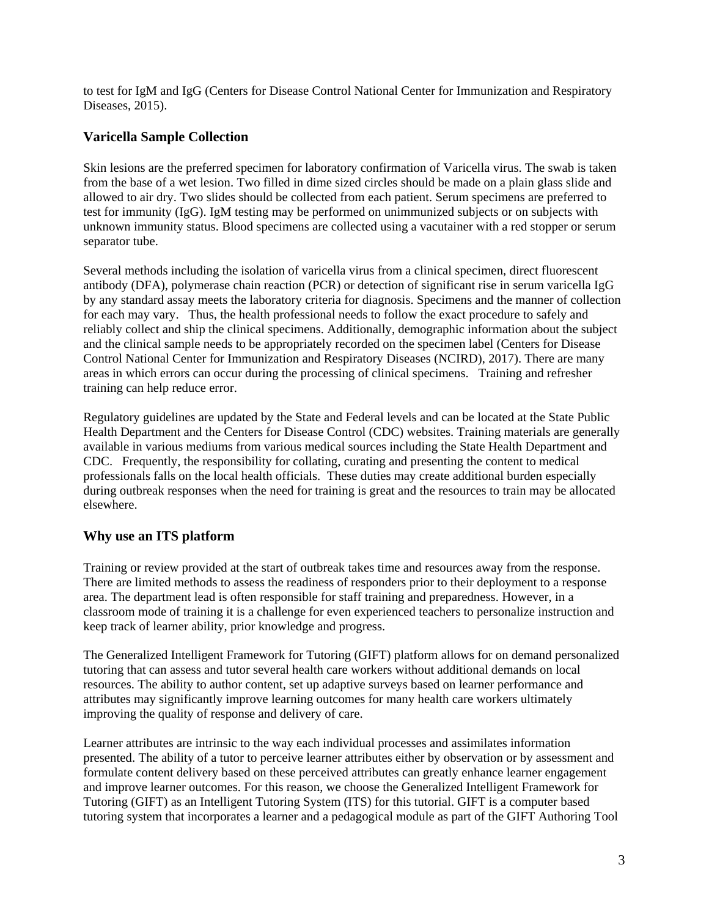to test for IgM and IgG (Centers for Disease Control National Center for Immunization and Respiratory Diseases, 2015).

## Varicella Sample Collection

Skin lesions are the preferred specimen for laboratory confirmation of Varicella virus. The swab is taken from the base of a wet lesion. Two filled in dime sized circles should be made on a plain glass slide and allowed to air dry. Two slides should be collected from each patient. Serum specimens are preferred to test for immunity (IgG). IgM testing may be performed on unimmunized subjects or on subjects with unknown immunity status. Blood specimens are collected using a vacutainer with a red stopper or serum separator tube.

Several methods including the isolation of varicella virus from a clinical specimen, direct fluorescent antibody (DFA), polymerase chain reaction (PCR) or detection of significant rise in serum varicella IgG by any standard assay meets the laboratory criteria for diagnosis. Specimens and the manner of collection for each may vary. Thus, the health professional needs to follow the exact procedure to safely and reliably collect and ship the clinical specimens. Additionally, demographic information about the subject and the clinical sample needs to be appropriately recorded on the specimen label (Centers for Disease Control National Center for Immunization and Respiratory Diseases (NCIRD), 2017). There are many areas in which errors can occur during the processing of clinical specimens. Training and refresher training can help reduce error.

Regulatory guidelines are updated by the State and Federal levels and can be located at the State Public Health Department and the Centers for Disease Control (CDC) websites. Training materials are generally available in various mediums from various medical sources including the State Health Department and CDC. Frequently, the responsibility for collating, curating and presenting the content to medical professionals falls on the local health officials. These duties may create additional burden especially during outbreak responses when the need for training is great and the resources to train may be allocated elsewhere.

## Why use an ITS platform

Training or review provided at the start of outbreak takes time and resources away from the response. There are limited methods to assess the readiness of responders prior to their deployment to a response area. The department lead is often responsible for staff training and preparedness. However, in a classroom mode of training it is a challenge for even experienced teachers to personalize instruction and keep track of learner ability, prior knowledge and progress.

The Generalized Intelligent Framework for Tutoring (GIFT) platform allows for on demand personalized tutoring that can assess and tutor several health care workers without additional demands on local resources. The ability to author content, set up adaptive surveys based on learner performance and attributes may significantly improve learning outcomes for many health care workers ultimately improving the quality of response and delivery of care.

Learner attributes are intrinsic to the way each individual processes and assimilates information presented. The ability of a tutor to perceive learner attributes either by observation or by assessment and formulate content delivery based on these perceived attributes can greatly enhance learner engagement and improve learner outcomes. For this reason, we choose the Generalized Intelligent Framework for Tutoring (GIFT) as an Intelligent Tutoring System (ITS) for this tutorial. GIFT is a computer based tutoring system that incorporates a learner and a pedagogical module as part of the GIFT Authoring Tool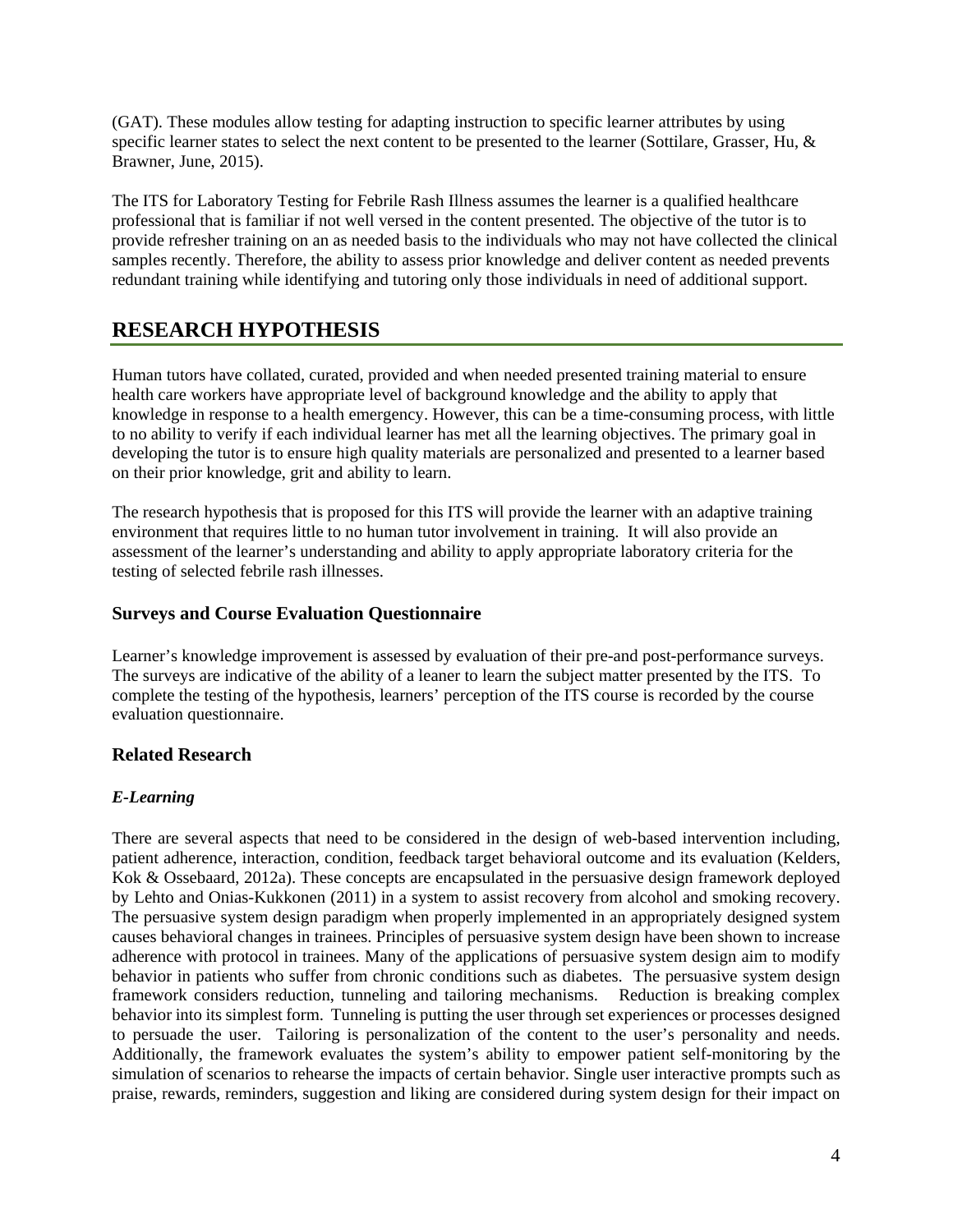(GAT). These modules allow testing for adapting instruction to specific learner attributes by using specific learner states to select the next content to be presented to the learner (Sottilare, Grasser, Hu, & Brawner, June, 2015).

The ITS for Laboratory Testing for Febrile Rash Illness assumes the learner is a qualified healthcare professional that is familiar if not well versed in the content presented. The objective of the tutor is to provide refresher training on an as needed basis to the individuals who may not have collected the clinical samples recently. Therefore, the ability to assess prior knowledge and deliver content as needed prevents redundant training while identifying and tutoring only those individuals in need of additional support.

## RESEARCH HYPOTHESIS

Human tutors have collated, curated, provided and when needed presented training material to ensure health care workers have appropriate level of background knowledge and the ability to apply that knowledge in response to a health emergency. However, this can be a time-consuming process, with little to no ability to verify if each individual learner has met all the learning objectives. The primary goal in developing the tutor is to ensure high quality materials are personalized and presented to a learner based on their prior knowledge, grit and ability to learn.

The research hypothesis that is proposed for this ITS will provide the learner with an adaptive training environment that requires little to no human tutor involvement in training. It will also provide an assessment of the learner's understanding and ability to apply appropriate laboratory criteria for the testing of selected febrile rash illnesses.

### Surveys and Course Evaluation Questionnaire

Learner's knowledge improvement is assessed by evaluation of their pre-and post-performance surveys. The surveys are indicative of the ability of a leaner to learn the subject matter presented by the ITS. To complete the testing of the hypothesis, learners' perception of the ITS course is recorded by the course evaluation questionnaire.

### Related Research

#### *E-Learning*

There are several aspects that need to be considered in the design of web-based intervention including, patient adherence, interaction, condition, feedback target behavioral outcome and its evaluation (Kelders, Kok & Ossebaard, 2012a). These concepts are encapsulated in the persuasive design framework deployed by Lehto and Onias-Kukkonen (2011) in a system to assist recovery from alcohol and smoking recovery. The persuasive system design paradigm when properly implemented in an appropriately designed system causes behavioral changes in trainees. Principles of persuasive system design have been shown to increase adherence with protocol in trainees. Many of the applications of persuasive system design aim to modify behavior in patients who suffer from chronic conditions such as diabetes. The persuasive system design framework considers reduction, tunneling and tailoring mechanisms. Reduction is breaking complex behavior into its simplest form. Tunneling is putting the user through set experiences or processes designed to persuade the user. Tailoring is personalization of the content to the user's personality and needs. Additionally, the framework evaluates the system's ability to empower patient self-monitoring by the simulation of scenarios to rehearse the impacts of certain behavior. Single user interactive prompts such as praise, rewards, reminders, suggestion and liking are considered during system design for their impact on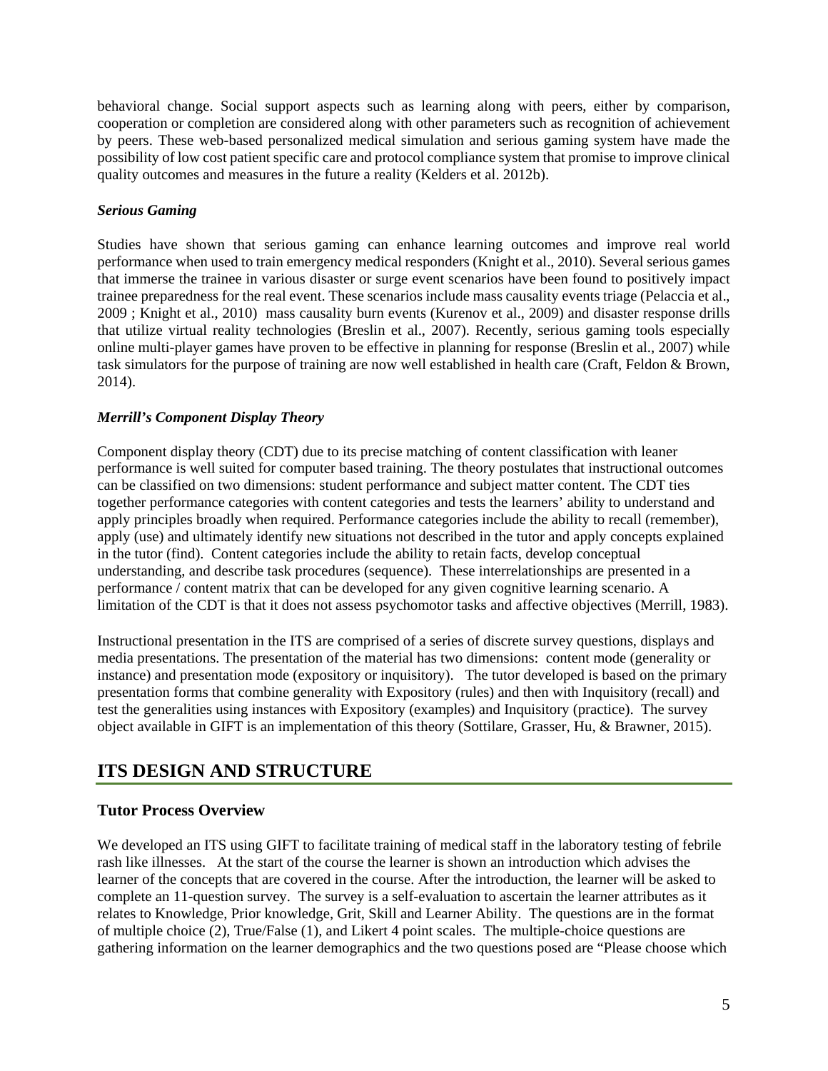behavioral change. Social support aspects such as learning along with peers, either by comparison, cooperation or completion are considered along with other parameters such as recognition of achievement by peers. These web-based personalized medical simulation and serious gaming system have made the possibility of low cost patient specific care and protocol compliance system that promise to improve clinical quality outcomes and measures in the future a reality (Kelders et al. 2012b).

### *Serious Gaming*

Studies have shown that serious gaming can enhance learning outcomes and improve real world performance when used to train emergency medical responders (Knight et al., 2010). Several serious games that immerse the trainee in various disaster or surge event scenarios have been found to positively impact trainee preparedness for the real event. These scenarios include mass causality events triage (Pelaccia et al., 2009 ; Knight et al., 2010) mass causality burn events (Kurenov et al., 2009) and disaster response drills that utilize virtual reality technologies (Breslin et al., 2007). Recently, serious gaming tools especially online multi-player games have proven to be effective in planning for response (Breslin et al., 2007) while task simulators for the purpose of training are now well established in health care (Craft, Feldon & Brown, 2014).

### *Merrill's Component Display Theory*

Component display theory (CDT) due to its precise matching of content classification with leaner performance is well suited for computer based training. The theory postulates that instructional outcomes can be classified on two dimensions: student performance and subject matter content. The CDT ties together performance categories with content categories and tests the learners' ability to understand and apply principles broadly when required. Performance categories include the ability to recall (remember), apply (use) and ultimately identify new situations not described in the tutor and apply concepts explained in the tutor (find). Content categories include the ability to retain facts, develop conceptual understanding, and describe task procedures (sequence). These interrelationships are presented in a performance / content matrix that can be developed for any given cognitive learning scenario. A limitation of the CDT is that it does not assess psychomotor tasks and affective objectives (Merrill, 1983).

Instructional presentation in the ITS are comprised of a series of discrete survey questions, displays and media presentations. The presentation of the material has two dimensions: content mode (generality or instance) and presentation mode (expository or inquisitory). The tutor developed is based on the primary presentation forms that combine generality with Expository (rules) and then with Inquisitory (recall) and test the generalities using instances with Expository (examples) and Inquisitory (practice). The survey object available in GIFT is an implementation of this theory (Sottilare, Grasser, Hu, & Brawner, 2015).

## ITS DESIGN AND STRUCTURE

### Tutor Process Overview

We developed an ITS using GIFT to facilitate training of medical staff in the laboratory testing of febrile rash like illnesses. At the start of the course the learner is shown an introduction which advises the learner of the concepts that are covered in the course. After the introduction, the learner will be asked to complete an 11-question survey. The survey is a self-evaluation to ascertain the learner attributes as it relates to Knowledge, Prior knowledge, Grit, Skill and Learner Ability. The questions are in the format of multiple choice (2), True/False (1), and Likert 4 point scales. The multiple-choice questions are gathering information on the learner demographics and the two questions posed are "Please choose which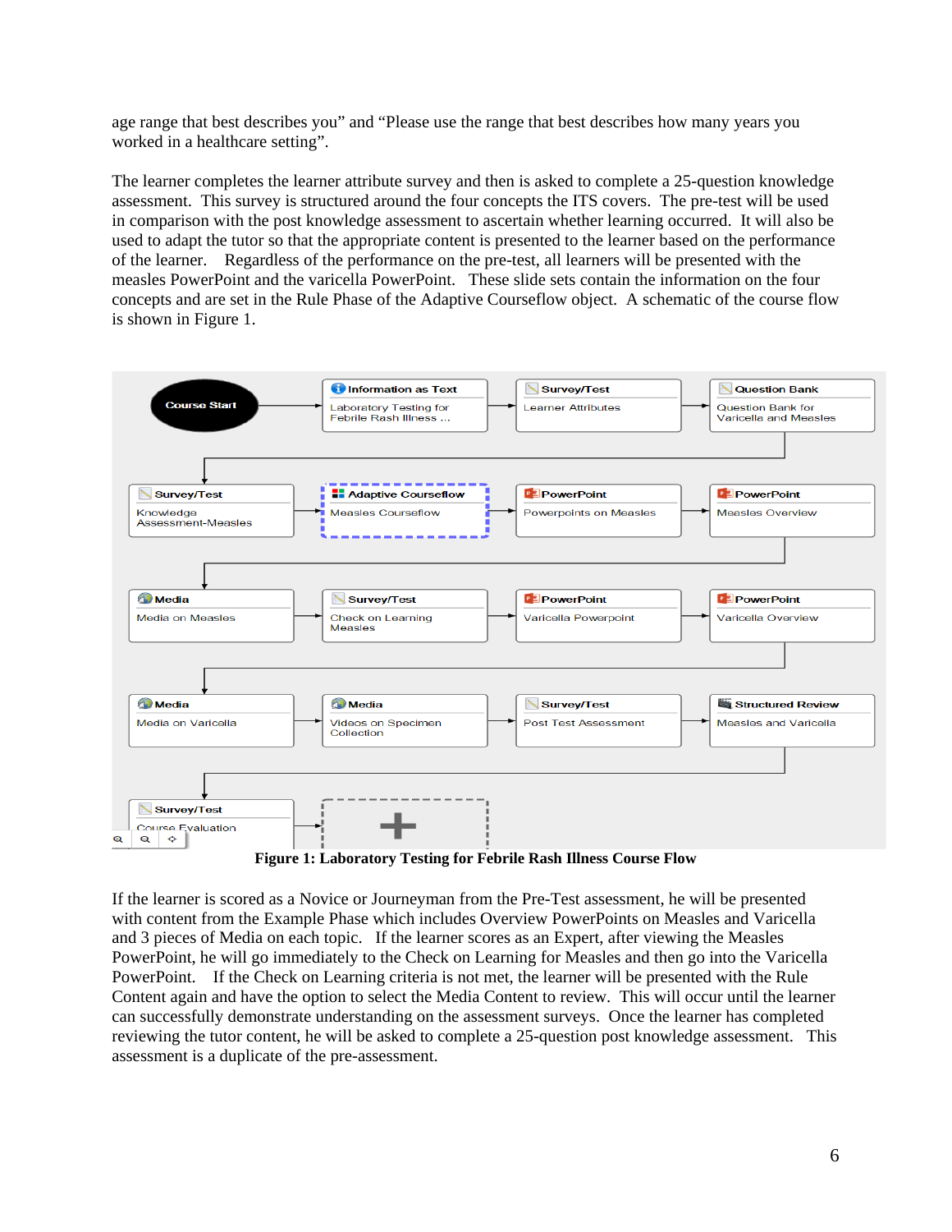age range that best describes you" and "Please use the range that best describes how many years you worked in a healthcare setting".

The learner completes the learner attribute survey and then is asked to complete a 25-question knowledge assessment. This survey is structured around the four concepts the ITS covers. The pre-test will be used in comparison with the post knowledge assessment to ascertain whether learning occurred. It will also be used to adapt the tutor so that the appropriate content is presented to the learner based on the performance of the learner. Regardless of the performance on the pre-test, all learners will be presented with the measles PowerPoint and the varicella PowerPoint. These slide sets contain the information on the four concepts and are set in the Rule Phase of the Adaptive Courseflow object. A schematic of the course flow is shown in Figure 1.

**Figure 1: Laboratory Testing for Febrile Rash Illness Course Flow**

If the learner is scored as a Novice or Journeyman from the Pre-Test assessment, he will be presented with content from the Example Phase which includes Overview PowerPoints on Measles and Varicella and 3 pieces of Media on each topic. If the learner scores as an Expert, after viewing the Measles PowerPoint, he will go immediately to the Check on Learning for Measles and then go into the Varicella PowerPoint. If the Check on Learning criteria is not met, the learner will be presented with the Rule Content again and have the option to select the Media Content to review. This will occur until the learner can successfully demonstrate understanding on the assessment surveys. Once the learner has completed reviewing the tutor content, he will be asked to complete a 25-question post knowledge assessment. This assessment is a duplicate of the pre-assessment.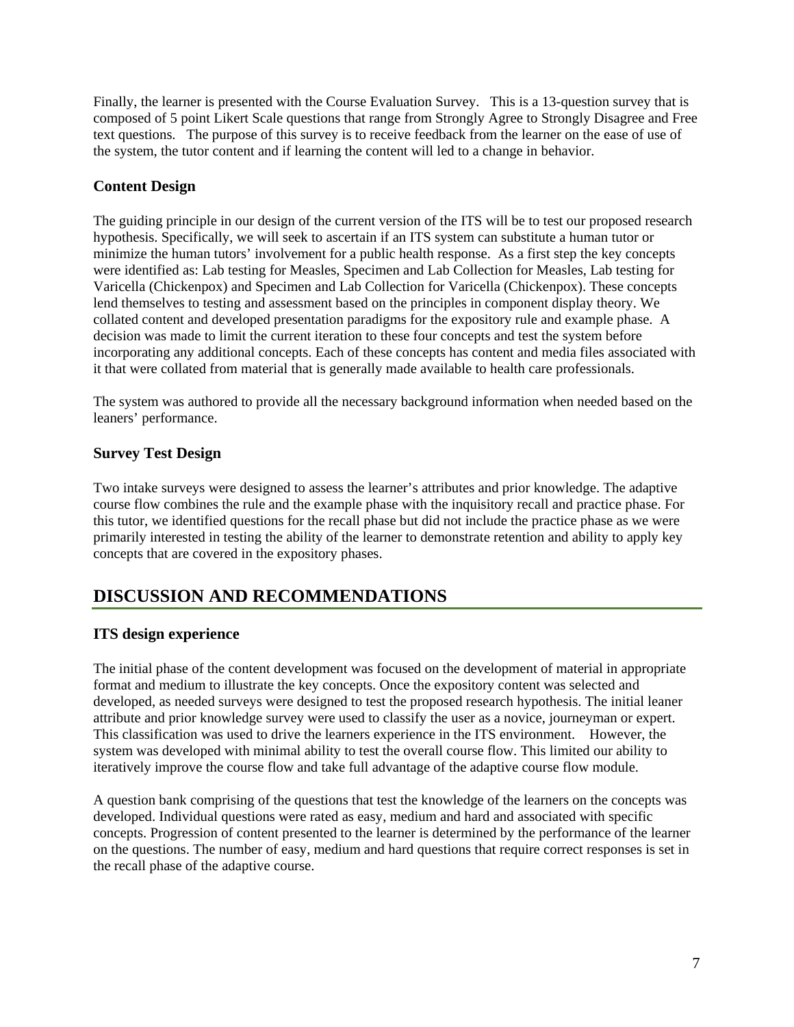Finally, the learner is presented with the Course Evaluation Survey. This is a 13-question survey that is composed of 5 point Likert Scale questions that range from Strongly Agree to Strongly Disagree and Free text questions. The purpose of this survey is to receive feedback from the learner on the ease of use of the system, the tutor content and if learning the content will led to a change in behavior.

### Content Design

The guiding principle in our design of the current version of the ITS will be to test our proposed research hypothesis. Specifically, we will seek to ascertain if an ITS system can substitute a human tutor or minimize the human tutors' involvement for a public health response. As a first step the key concepts were identified as: Lab testing for Measles, Specimen and Lab Collection for Measles, Lab testing for Varicella (Chickenpox) and Specimen and Lab Collection for Varicella (Chickenpox). These concepts lend themselves to testing and assessment based on the principles in component display theory. We collated content and developed presentation paradigms for the expository rule and example phase. A decision was made to limit the current iteration to these four concepts and test the system before incorporating any additional concepts. Each of these concepts has content and media files associated with it that were collated from material that is generally made available to health care professionals.

The system was authored to provide all the necessary background information when needed based on the leaners' performance.

### Survey Test Design

Two intake surveys were designed to assess the learner's attributes and prior knowledge. The adaptive course flow combines the rule and the example phase with the inquisitory recall and practice phase. For this tutor, we identified questions for the recall phase but did not include the practice phase as we were primarily interested in testing the ability of the learner to demonstrate retention and ability to apply key concepts that are covered in the expository phases.

## DISCUSSION AND RECOMMENDATIONS

### ITS design experience

The initial phase of the content development was focused on the development of material in appropriate format and medium to illustrate the key concepts. Once the expository content was selected and developed, as needed surveys were designed to test the proposed research hypothesis. The initial leaner attribute and prior knowledge survey were used to classify the user as a novice, journeyman or expert. This classification was used to drive the learners experience in the ITS environment. However, the system was developed with minimal ability to test the overall course flow. This limited our ability to iteratively improve the course flow and take full advantage of the adaptive course flow module.

A question bank comprising of the questions that test the knowledge of the learners on the concepts was developed. Individual questions were rated as easy, medium and hard and associated with specific concepts. Progression of content presented to the learner is determined by the performance of the learner on the questions. The number of easy, medium and hard questions that require correct responses is set in the recall phase of the adaptive course.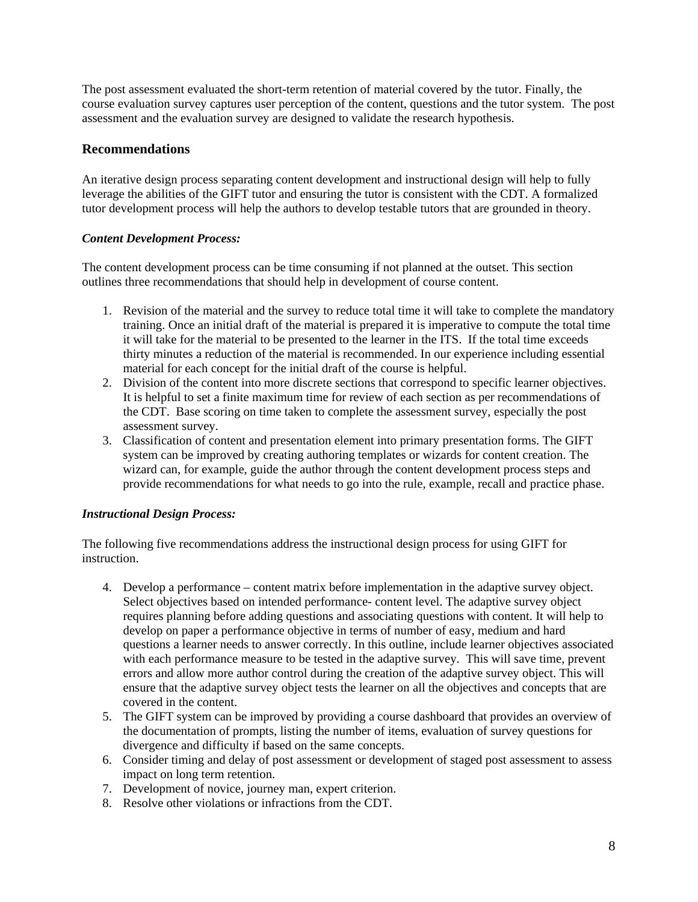The post assessment evaluated the short-term retention of material covered by the tutor. Finally, the course evaluation survey captures user perception of the content, questions and the tutor system. The post assessment and the evaluation survey are designed to validate the research hypothesis.

## Recommendations

An iterative design process separating content development and instructional design will help to fully leverage the abilities of the GIFT tutor and ensuring the tutor is consistent with the CDT. A formalized tutor development process will help the authors to develop testable tutors that are grounded in theory.

### *Content Development Process:*

The content development process can be time consuming if not planned at the outset. This section outlines three recommendations that should help in development of course content.

1. Revision of the material and the survey to reduce total time it will take to complete the mandatory training. Once an initial draft of the material is prepared it is imperative to compute the total time it will take for the material to be presented to the learner in the ITS. If the total time exceeds thirty minutes a reduction of the material is recommended. In our experience including essential material for each concept for the initial draft of the course is helpful.
2. Division of the content into more discrete sections that correspond to specific learner objectives. It is helpful to set a finite maximum time for review of each section as per recommendations of the CDT. Base scoring on time taken to complete the assessment survey, especially the post assessment survey.
3. Classification of content and presentation element into primary presentation forms. The GIFT system can be improved by creating authoring templates or wizards for content creation. The wizard can, for example, guide the author through the content development process steps and provide recommendations for what needs to go into the rule, example, recall and practice phase.

### *Instructional Design Process:*

The following five recommendations address the instructional design process for using GIFT for instruction.

4. Develop a performance – content matrix before implementation in the adaptive survey object. Select objectives based on intended performance- content level. The adaptive survey object requires planning before adding questions and associating questions with content. It will help to develop on paper a performance objective in terms of number of easy, medium and hard questions a learner needs to answer correctly. In this outline, include learner objectives associated with each performance measure to be tested in the adaptive survey. This will save time, prevent errors and allow more author control during the creation of the adaptive survey object. This will ensure that the adaptive survey object tests the learner on all the objectives and concepts that are covered in the content.
5. The GIFT system can be improved by providing a course dashboard that provides an overview of the documentation of prompts, listing the number of items, evaluation of survey questions for divergence and difficulty if based on the same concepts.
6. Consider timing and delay of post assessment or development of staged post assessment to assess impact on long term retention.
7. Development of novice, journey man, expert criterion.
8. Resolve other violations or infractions from the CDT.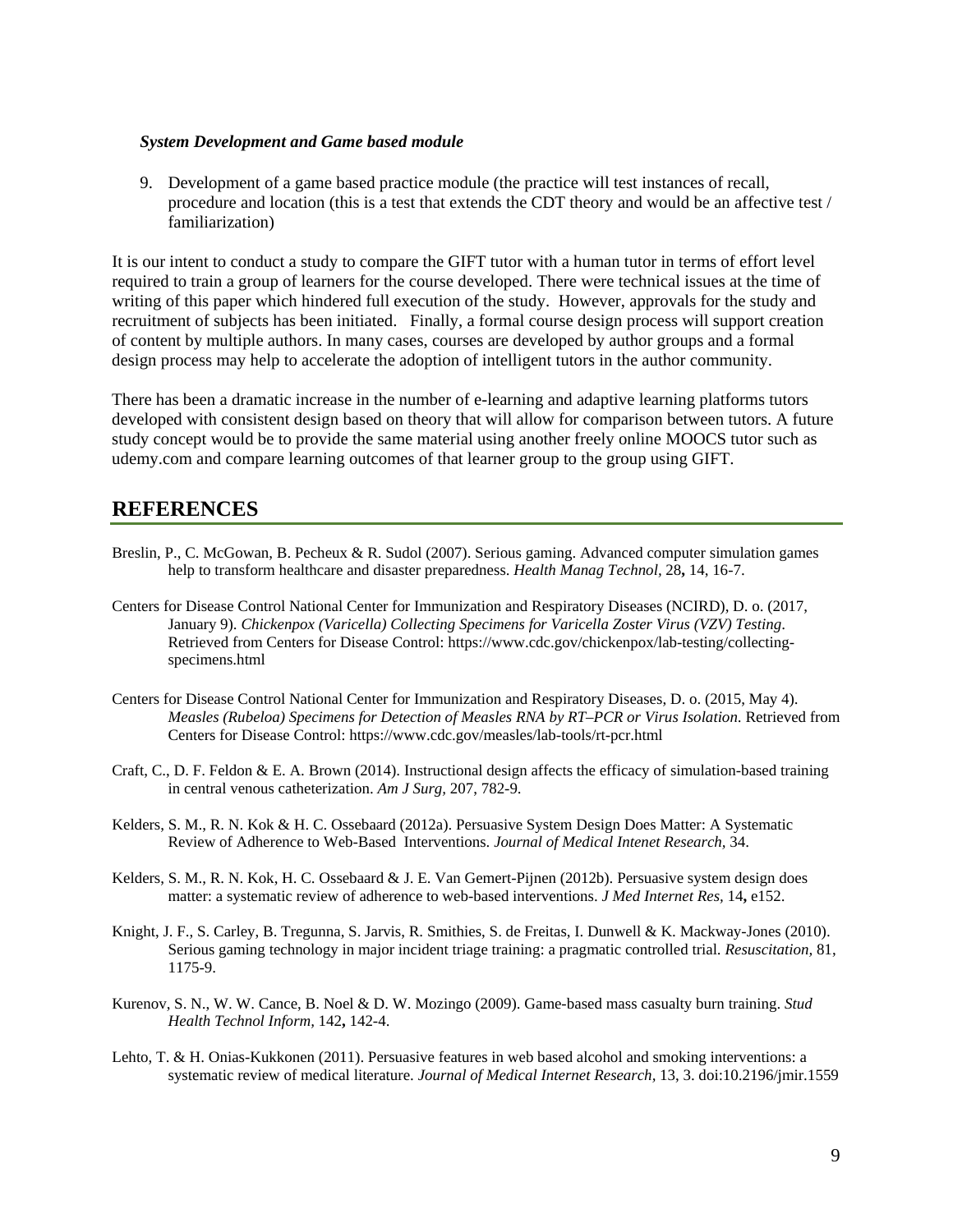***System Development and Game based module***

9. Development of a game based practice module (the practice will test instances of recall, procedure and location (this is a test that extends the CDT theory and would be an affective test / familiarization)

It is our intent to conduct a study to compare the GIFT tutor with a human tutor in terms of effort level required to train a group of learners for the course developed. There were technical issues at the time of writing of this paper which hindered full execution of the study. However, approvals for the study and recruitment of subjects has been initiated. Finally, a formal course design process will support creation of content by multiple authors. In many cases, courses are developed by author groups and a formal design process may help to accelerate the adoption of intelligent tutors in the author community.

There has been a dramatic increase in the number of e-learning and adaptive learning platforms tutors developed with consistent design based on theory that will allow for comparison between tutors. A future study concept would be to provide the same material using another freely online MOOCS tutor such as udemy.com and compare learning outcomes of that learner group to the group using GIFT.

## REFERENCES

Breslin, P., C. McGowan, B. Pecheux & R. Sudol (2007). Serious gaming. Advanced computer simulation games help to transform healthcare and disaster preparedness. *Health Manag Technol,* 28**,** 14, 16-7.

Centers for Disease Control National Center for Immunization and Respiratory Diseases (NCIRD), D. o. (2017, January 9). *Chickenpox (Varicella) Collecting Specimens for Varicella Zoster Virus (VZV) Testing*. Retrieved from Centers for Disease Control: https://www.cdc.gov/chickenpox/lab-testing/collecting-specimens.html

Centers for Disease Control National Center for Immunization and Respiratory Diseases, D. o. (2015, May 4). *Measles (Rubeloa) Specimens for Detection of Measles RNA by RT–PCR or Virus Isolation*. Retrieved from Centers for Disease Control: https://www.cdc.gov/measles/lab-tools/rt-pcr.html

Craft, C., D. F. Feldon & E. A. Brown (2014). Instructional design affects the efficacy of simulation-based training in central venous catheterization. *Am J Surg,* 207, 782-9.

Kelders, S. M., R. N. Kok & H. C. Ossebaard (2012a). Persuasive System Design Does Matter: A Systematic Review of Adherence to Web-Based Interventions. *Journal of Medical Intenet Research,* 34.

Kelders, S. M., R. N. Kok, H. C. Ossebaard & J. E. Van Gemert-Pijnen (2012b). Persuasive system design does matter: a systematic review of adherence to web-based interventions. *J Med Internet Res,* 14**,** e152.

Knight, J. F., S. Carley, B. Tregunna, S. Jarvis, R. Smithies, S. de Freitas, I. Dunwell & K. Mackway-Jones (2010). Serious gaming technology in major incident triage training: a pragmatic controlled trial. *Resuscitation,* 81, 1175-9.

Kurenov, S. N., W. W. Cance, B. Noel & D. W. Mozingo (2009). Game-based mass casualty burn training. *Stud Health Technol Inform,* 142**,** 142-4.

Lehto, T. & H. Onias-Kukkonen (2011). Persuasive features in web based alcohol and smoking interventions: a systematic review of medical literature. *Journal of Medical Internet Research*, 13, 3. doi:10.2196/jmir.1559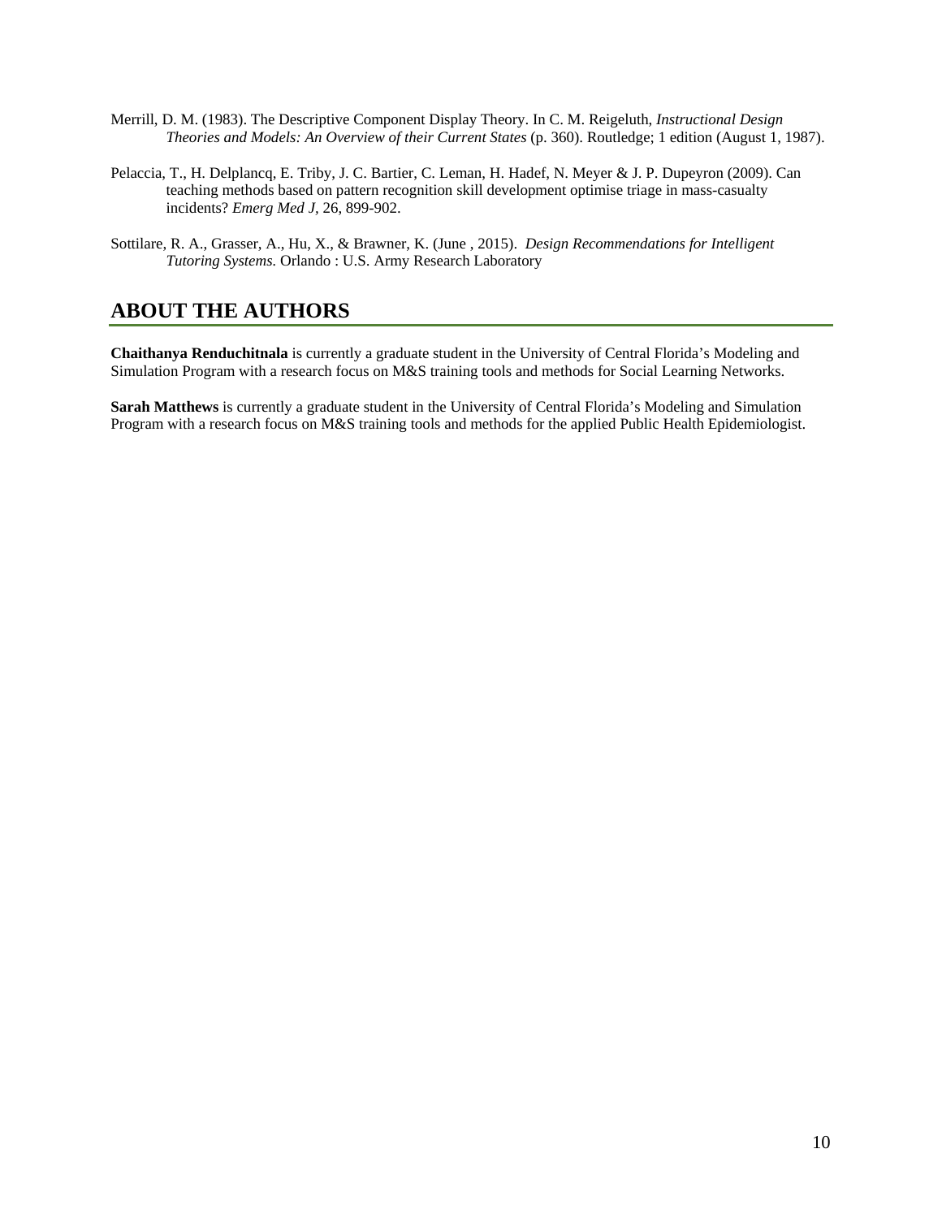Merrill, D. M. (1983). The Descriptive Component Display Theory. In C. M. Reigeluth, *Instructional Design Theories and Models: An Overview of their Current States* (p. 360). Routledge; 1 edition (August 1, 1987).

Pelaccia, T., H. Delplancq, E. Triby, J. C. Bartier, C. Leman, H. Hadef, N. Meyer & J. P. Dupeyron (2009). Can teaching methods based on pattern recognition skill development optimise triage in mass-casualty incidents? *Emerg Med J*, 26, 899-902.

Sottilare, R. A., Grasser, A., Hu, X., & Brawner, K. (June , 2015). *Design Recommendations for Intelligent Tutoring Systems.* Orlando : U.S. Army Research Laboratory

## ABOUT THE AUTHORS

**Chaithanya Renduchitnala** is currently a graduate student in the University of Central Florida's Modeling and Simulation Program with a research focus on M&S training tools and methods for Social Learning Networks.

**Sarah Matthews** is currently a graduate student in the University of Central Florida's Modeling and Simulation Program with a research focus on M&S training tools and methods for the applied Public Health Epidemiologist.